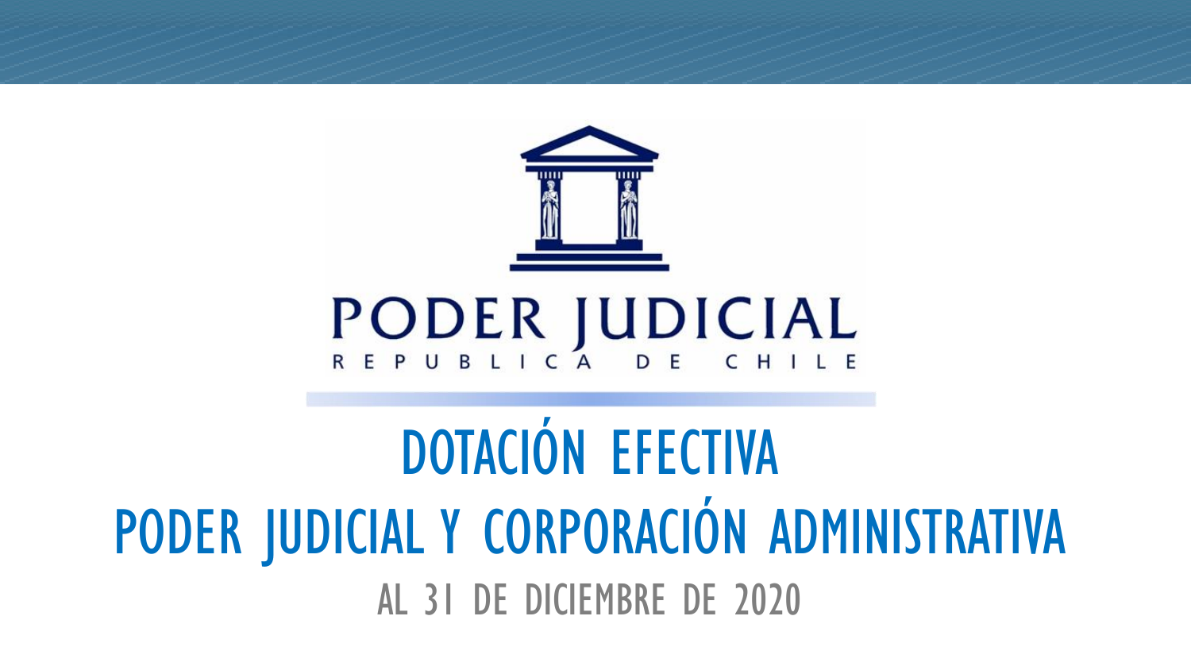PODER JUDICIAL
REPUBLICA DE CHILE

# DOTACIÓN EFECTIVA

# PODER JUDICIAL Y CORPORACIÓN ADMINISTRATIVA

## AL 31 DE DICIEMBRE DE 2020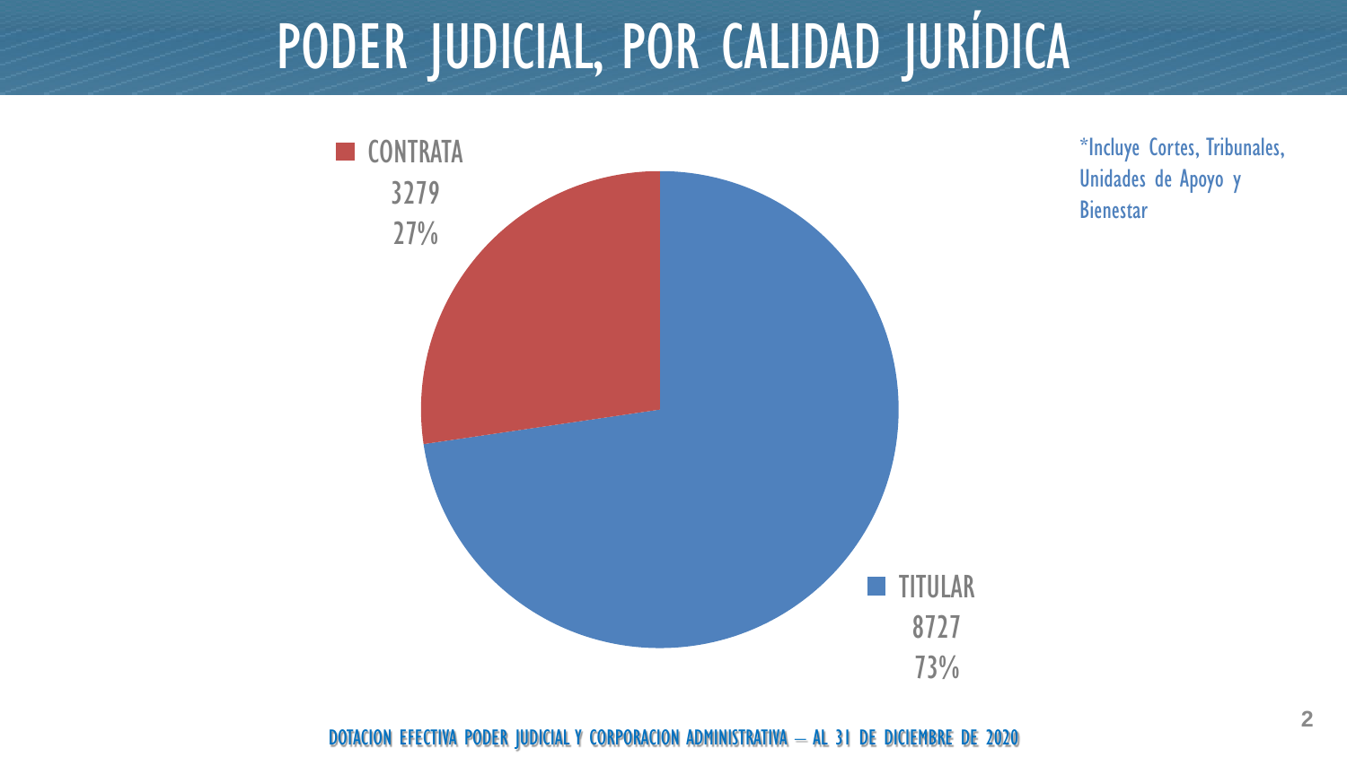# PODER JUDICIAL, POR CALIDAD JURÍDICA

*Incluye Cortes, Tribunales, Unidades de Apoyo y Bienestar

| Calidad jurídica | Cantidad | Porcentaje |
|---|---|---|
| CONTRATA | 3279 | 27% |
| TITULAR | 8727 | 73% |

DOTACION EFECTIVA PODER JUDICIAL Y CORPORACION ADMINISTRATIVA – AL 31 DE DICIEMBRE DE 2020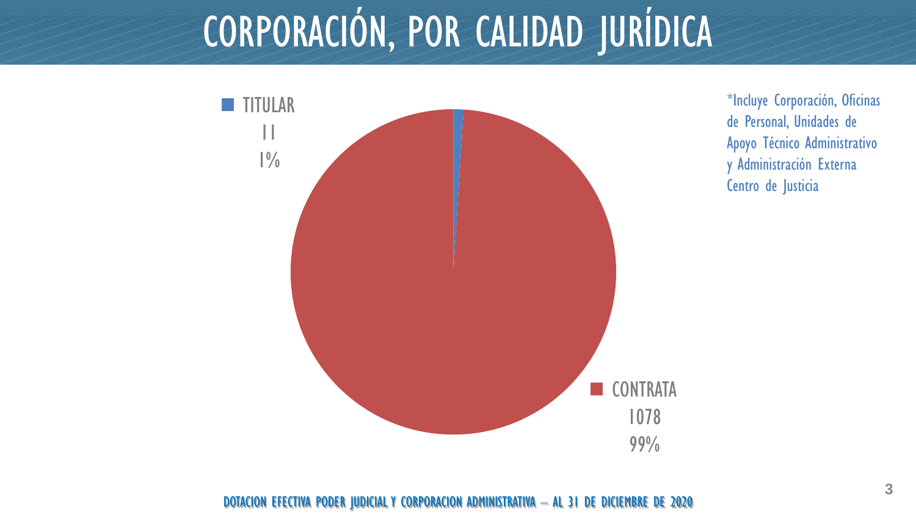# CORPORACIÓN, POR CALIDAD JURÍDICA

TITULAR
11
1%

CONTRATA
1078
99%

*Incluye Corporación, Oficinas de Personal, Unidades de Apoyo Técnico Administrativo y Administración Externa Centro de Justicia

DOTACION EFECTIVA PODER JUDICIAL Y CORPORACION ADMINISTRATIVA – AL 31 DE DICIEMBRE DE 2020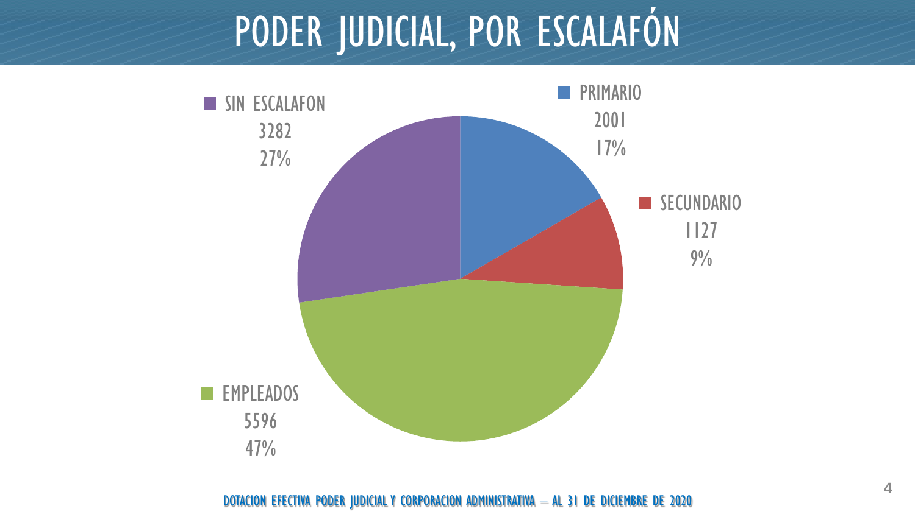# PODER JUDICIAL, POR ESCALAFÓN

| Escalafón | Cantidad | Porcentaje |
|---|---|---|
| PRIMARIO | 2001 | 17% |
| SECUNDARIO | 1127 | 9% |
| EMPLEADOS | 5596 | 47% |
| SIN ESCALAFON | 3282 | 27% |

DOTACION EFECTIVA PODER JUDICIAL Y CORPORACION ADMINISTRATIVA – AL 31 DE DICIEMBRE DE 2020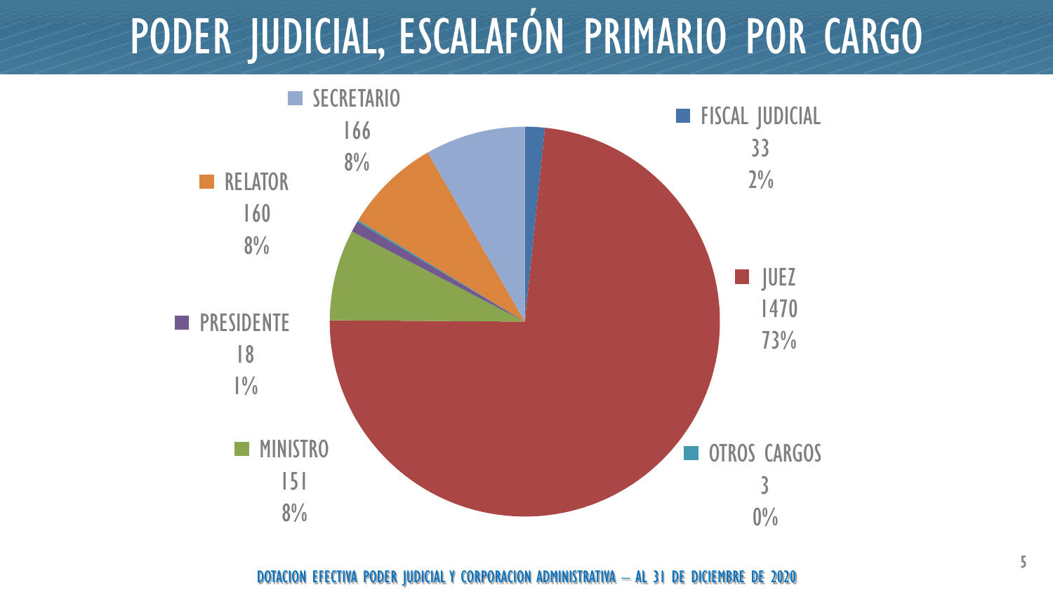# PODER JUDICIAL, ESCALAFÓN PRIMARIO POR CARGO

| Cargo | Cantidad | Porcentaje |
|---|---|---|
| FISCAL JUDICIAL | 33 | 2% |
| JUEZ | 1470 | 73% |
| OTROS CARGOS | 3 | 0% |
| MINISTRO | 151 | 8% |
| PRESIDENTE | 18 | 1% |
| RELATOR | 160 | 8% |
| SECRETARIO | 166 | 8% |

DOTACION EFECTIVA PODER JUDICIAL Y CORPORACION ADMINISTRATIVA – AL 31 DE DICIEMBRE DE 2020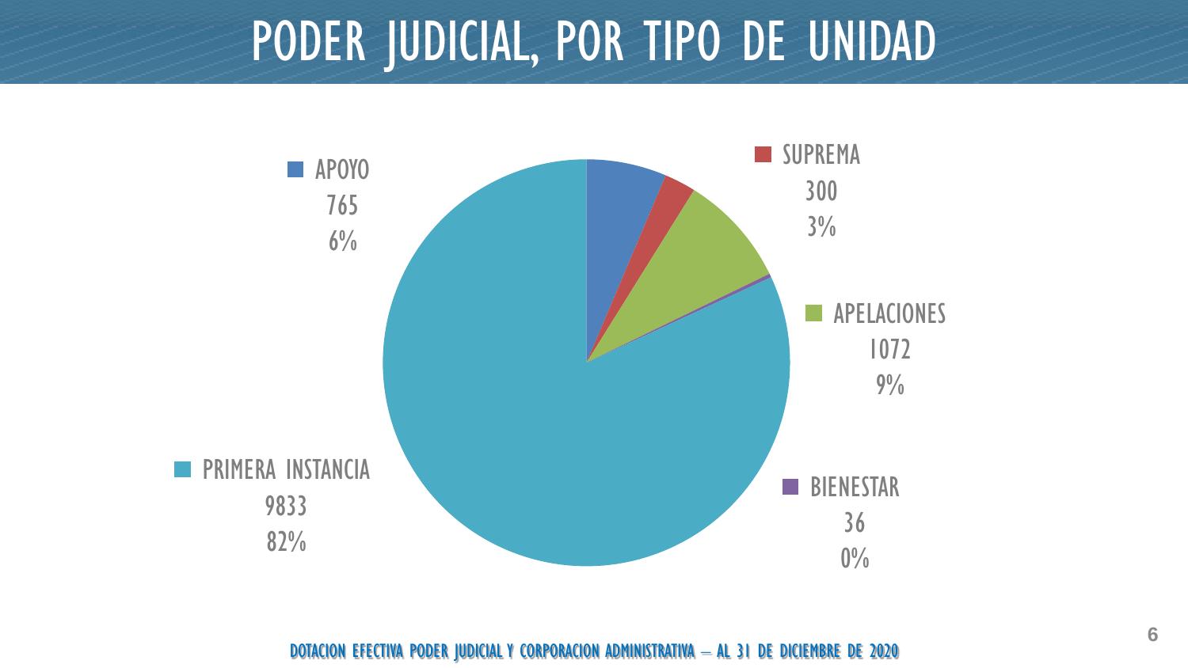# PODER JUDICIAL, POR TIPO DE UNIDAD

| Tipo de unidad | Dotación | % |
|---|---|---|
| APOYO | 765 | 6% |
| SUPREMA | 300 | 3% |
| APELACIONES | 1072 | 9% |
| BIENESTAR | 36 | 0% |
| PRIMERA INSTANCIA | 9833 | 82% |

DOTACION EFECTIVA PODER JUDICIAL Y CORPORACION ADMINISTRATIVA – AL 31 DE DICIEMBRE DE 2020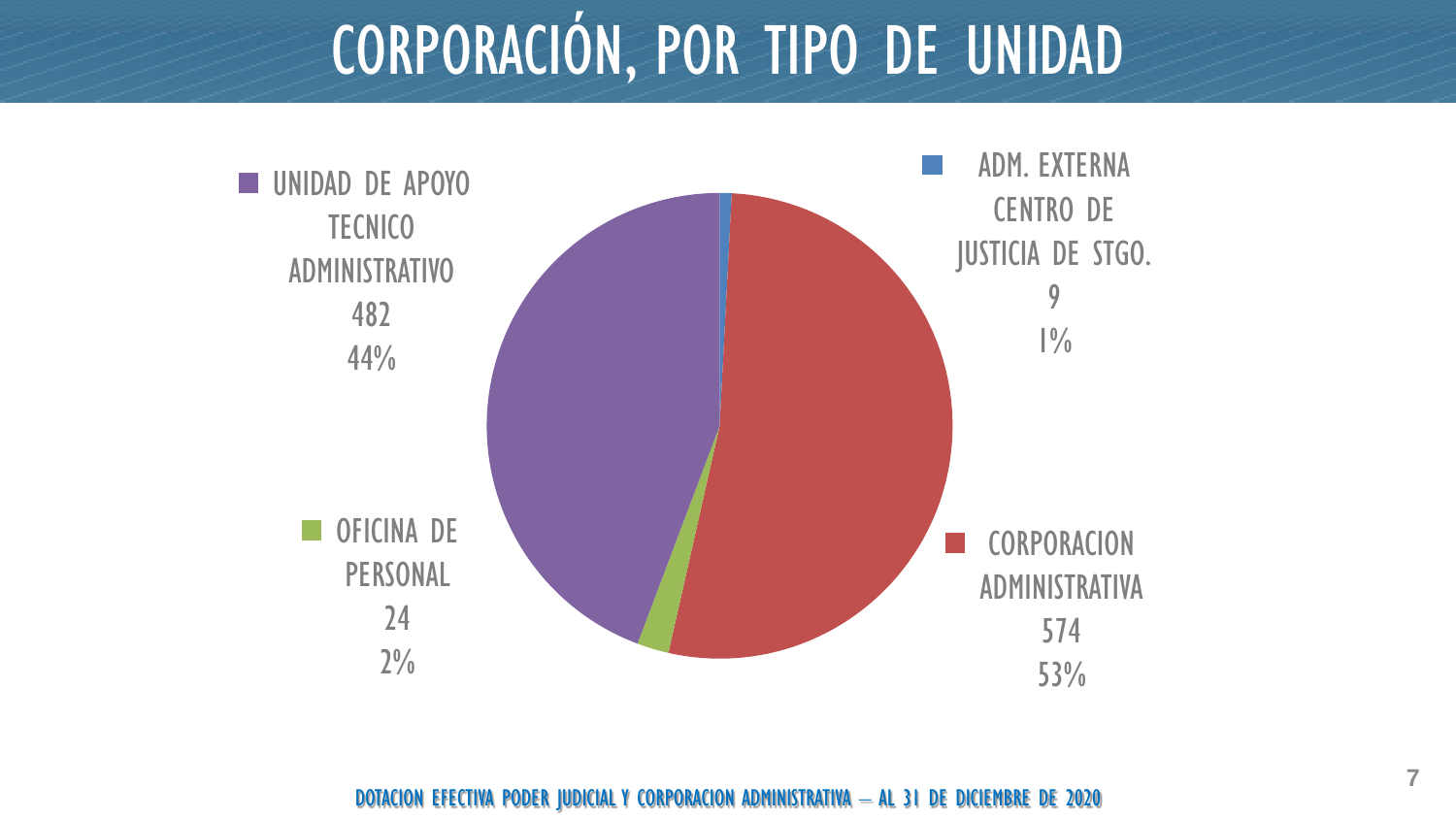# CORPORACIÓN, POR TIPO DE UNIDAD

| Tipo de unidad | Dotación | % |
|---|---|---|
| ADM. EXTERNA CENTRO DE JUSTICIA DE STGO. | 9 | 1% |
| CORPORACION ADMINISTRATIVA | 574 | 53% |
| OFICINA DE PERSONAL | 24 | 2% |
| UNIDAD DE APOYO TECNICO ADMINISTRATIVO | 482 | 44% |

DOTACION EFECTIVA PODER JUDICIAL Y CORPORACION ADMINISTRATIVA – AL 31 DE DICIEMBRE DE 2020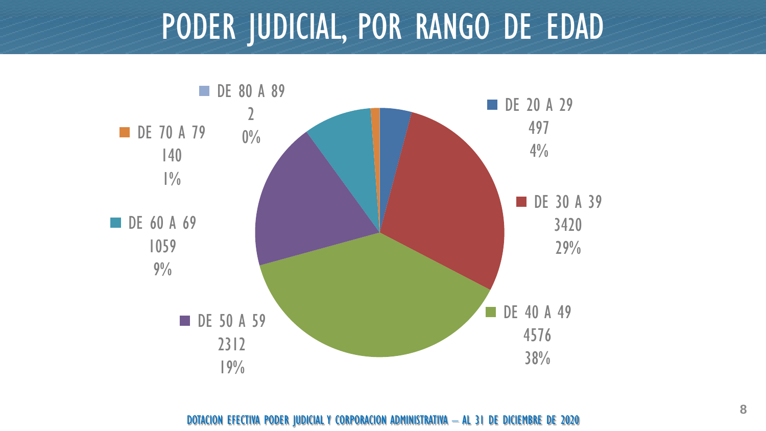# PODER JUDICIAL, POR RANGO DE EDAD

| Rango de edad | Cantidad | Porcentaje |
|---|---|---|
| DE 20 A 29 | 497 | 4% |
| DE 30 A 39 | 3420 | 29% |
| DE 40 A 49 | 4576 | 38% |
| DE 50 A 59 | 2312 | 19% |
| DE 60 A 69 | 1059 | 9% |
| DE 70 A 79 | 140 | 1% |
| DE 80 A 89 | 2 | 0% |

DOTACION EFECTIVA PODER JUDICIAL Y CORPORACION ADMINISTRATIVA – AL 31 DE DICIEMBRE DE 2020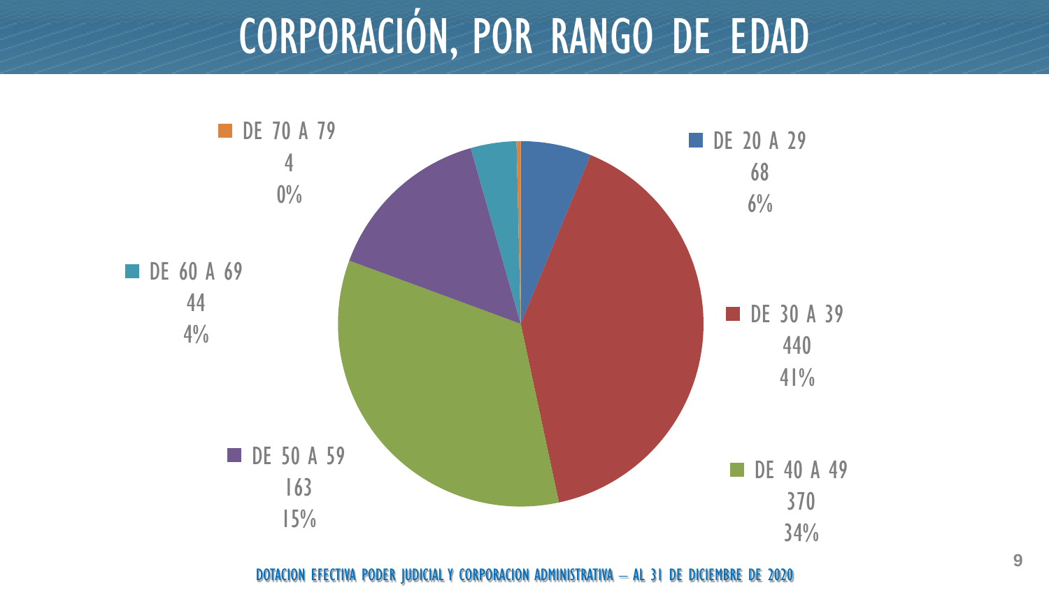# CORPORACIÓN, POR RANGO DE EDAD

| Rango de edad | Cantidad | Porcentaje |
|---|---|---|
| DE 20 A 29 | 68 | 6% |
| DE 30 A 39 | 440 | 41% |
| DE 40 A 49 | 370 | 34% |
| DE 50 A 59 | 163 | 15% |
| DE 60 A 69 | 44 | 4% |
| DE 70 A 79 | 4 | 0% |

DOTACION EFECTIVA PODER JUDICIAL Y CORPORACION ADMINISTRATIVA – AL 31 DE DICIEMBRE DE 2020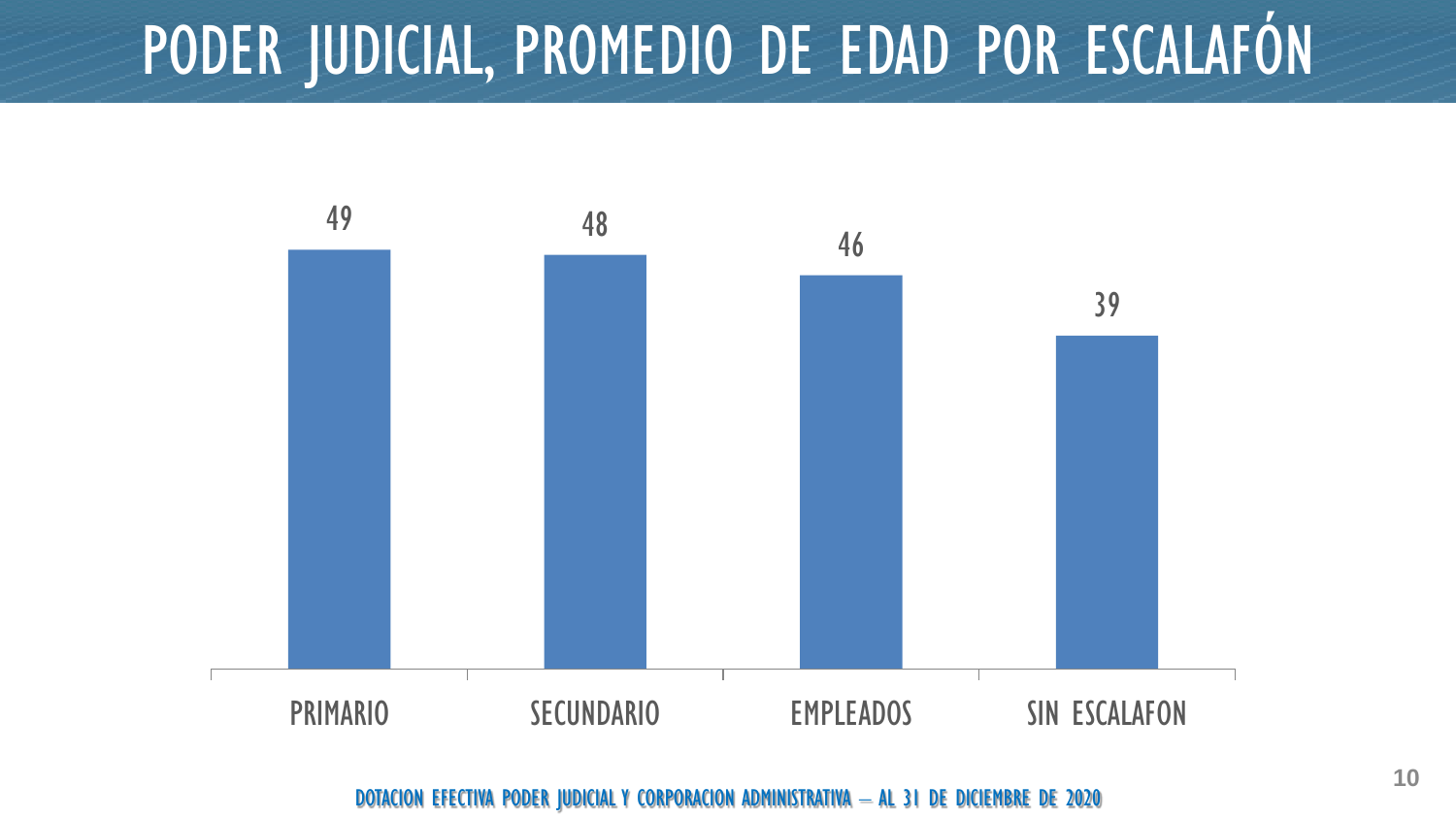# PODER JUDICIAL, PROMEDIO DE EDAD POR ESCALAFÓN

| PRIMARIO | SECUNDARIO | EMPLEADOS | SIN ESCALAFON |
|---|---|---|---|
| 49 | 48 | 46 | 39 |

DOTACION EFECTIVA PODER JUDICIAL Y CORPORACION ADMINISTRATIVA – AL 31 DE DICIEMBRE DE 2020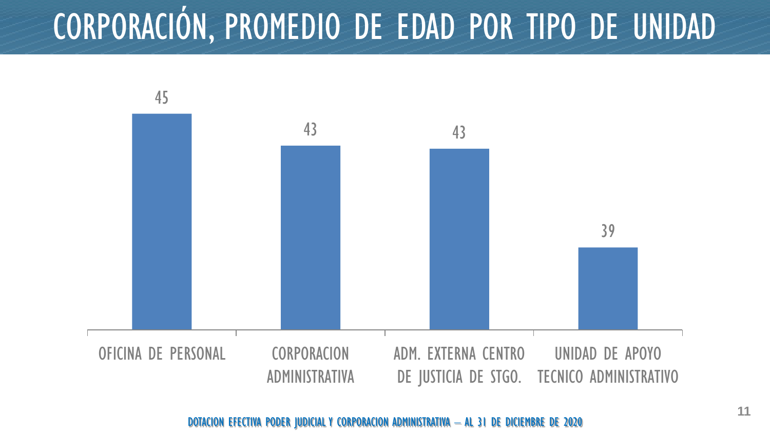# CORPORACIÓN, PROMEDIO DE EDAD POR TIPO DE UNIDAD

| Tipo de unidad | Promedio de edad |
|---|---|
| OFICINA DE PERSONAL | 45 |
| CORPORACION ADMINISTRATIVA | 43 |
| ADM. EXTERNA CENTRO DE JUSTICIA DE STGO. | 43 |
| UNIDAD DE APOYO TECNICO ADMINISTRATIVO | 39 |

DOTACION EFECTIVA PODER JUDICIAL Y CORPORACION ADMINISTRATIVA – AL 31 DE DICIEMBRE DE 2020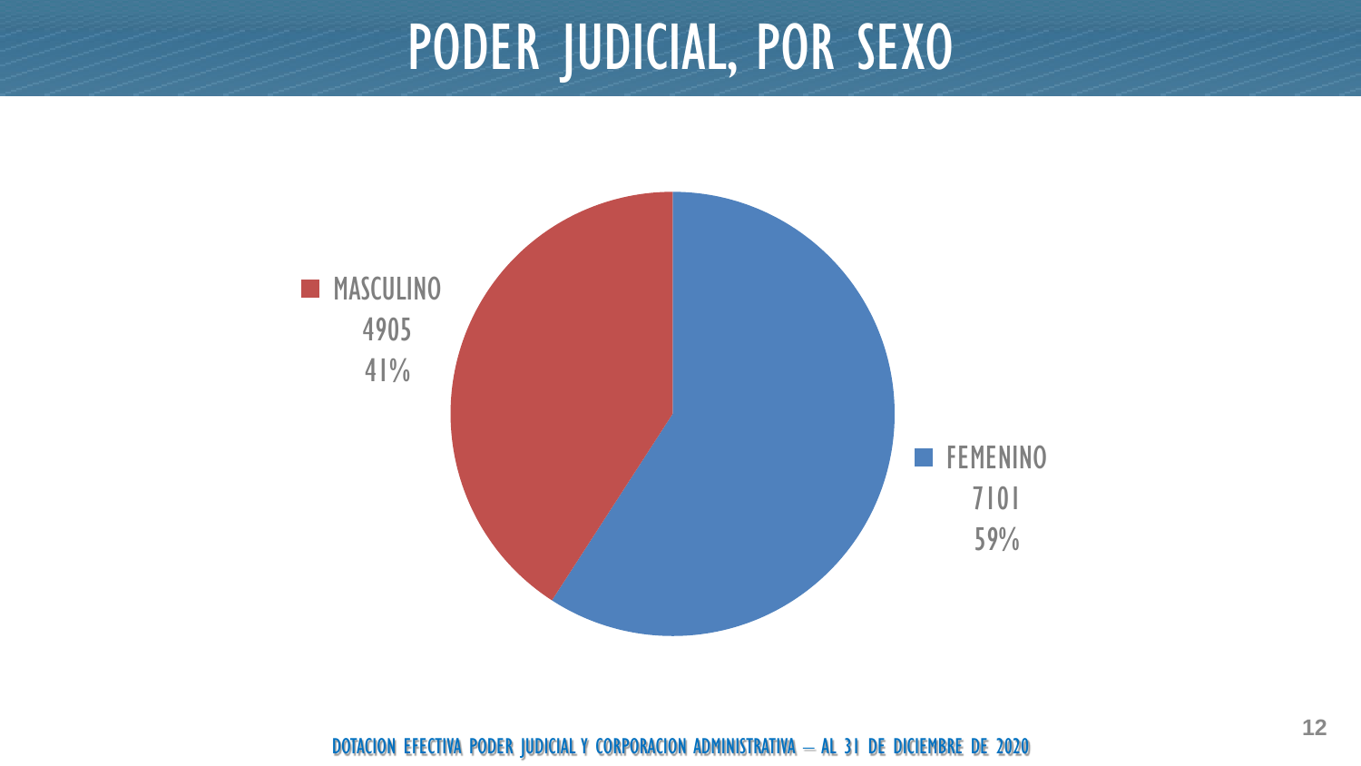# PODER JUDICIAL, POR SEXO

MASCULINO
4905
41%

FEMENINO
7101
59%

DOTACION EFECTIVA PODER JUDICIAL Y CORPORACION ADMINISTRATIVA – AL 31 DE DICIEMBRE DE 2020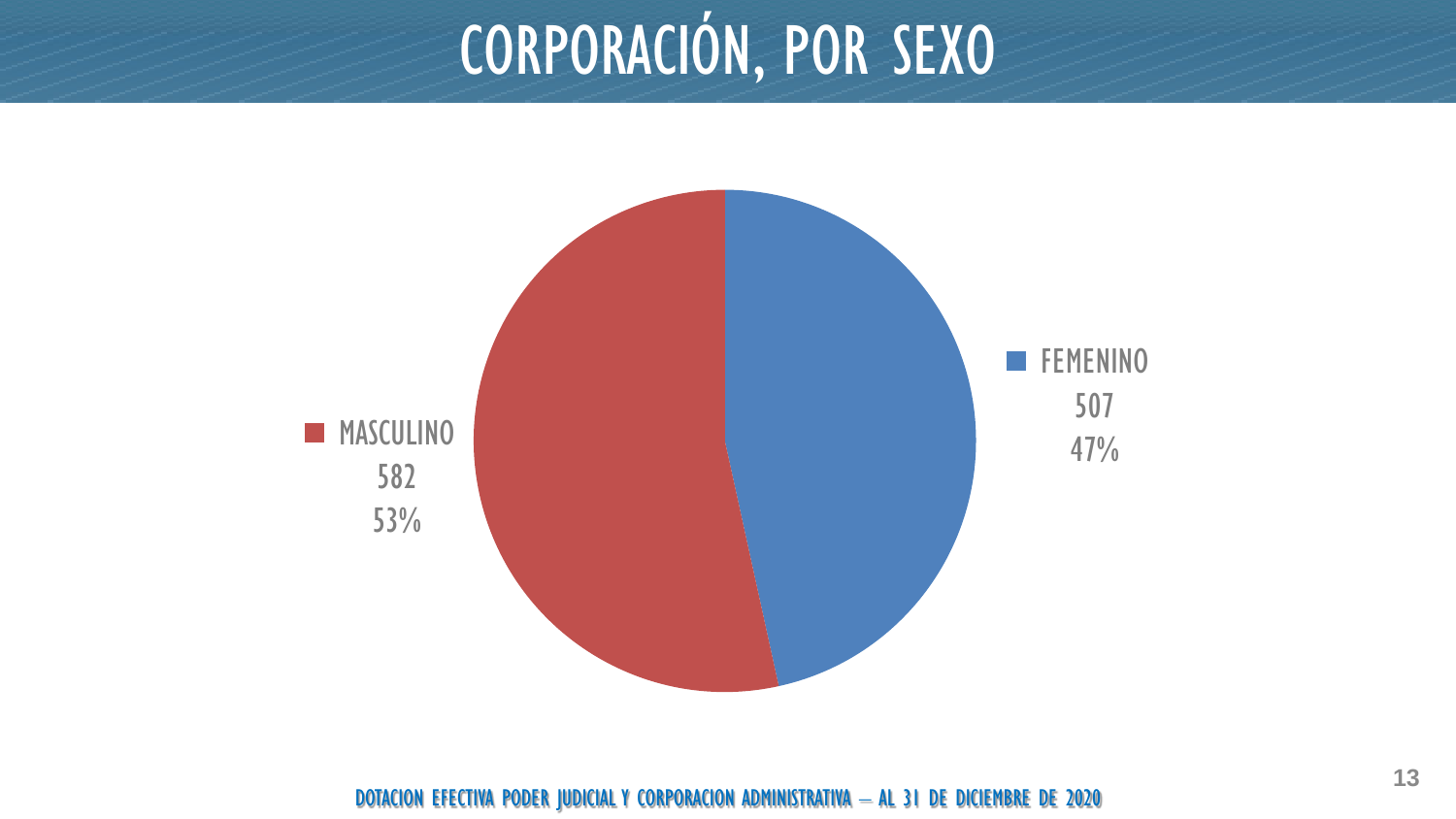# CORPORACIÓN, POR SEXO

| Sexo | Cantidad | Porcentaje |
|---|---|---|
| MASCULINO | 582 | 53% |
| FEMENINO | 507 | 47% |

DOTACION EFECTIVA PODER JUDICIAL Y CORPORACION ADMINISTRATIVA – AL 31 DE DICIEMBRE DE 2020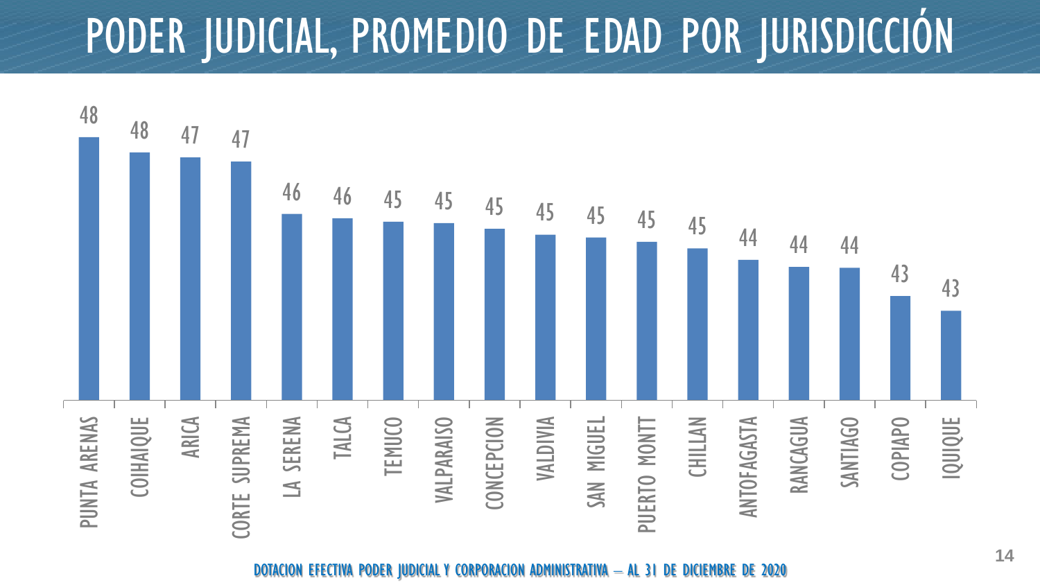# PODER JUDICIAL, PROMEDIO DE EDAD POR JURISDICCIÓN

| Jurisdicción | Promedio de edad |
|---|---|
| PUNTA ARENAS | 48 |
| COIHAIQUE | 48 |
| ARICA | 47 |
| CORTE SUPREMA | 47 |
| LA SERENA | 46 |
| TALCA | 46 |
| TEMUCO | 45 |
| VALPARAISO | 45 |
| CONCEPCION | 45 |
| VALDIVIA | 45 |
| SAN MIGUEL | 45 |
| PUERTO MONTT | 45 |
| CHILLAN | 45 |
| ANTOFAGASTA | 44 |
| RANCAGUA | 44 |
| SANTIAGO | 44 |
| COPIAPO | 43 |
| IQUIQUE | 43 |

DOTACION EFECTIVA PODER JUDICIAL Y CORPORACION ADMINISTRATIVA – AL 31 DE DICIEMBRE DE 2020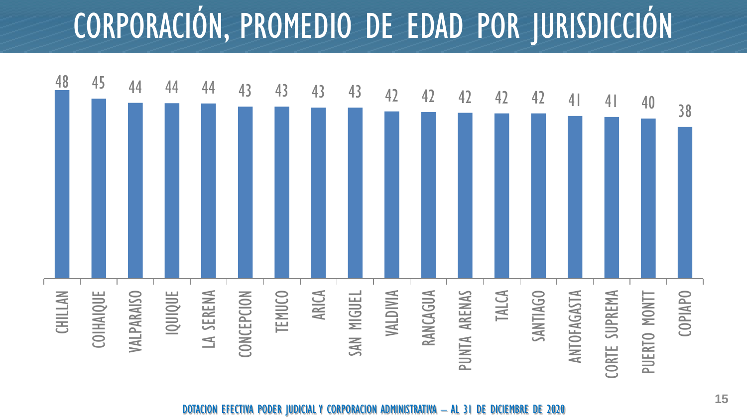# CORPORACIÓN, PROMEDIO DE EDAD POR JURISDICCIÓN

| Jurisdicción | Promedio de edad |
|---|---|
| CHILLAN | 48 |
| COIHAIQUE | 45 |
| VALPARAISO | 44 |
| IQUIQUE | 44 |
| LA SERENA | 44 |
| CONCEPCION | 43 |
| TEMUCO | 43 |
| ARICA | 43 |
| SAN MIGUEL | 43 |
| VALDIVIA | 42 |
| RANCAGUA | 42 |
| PUNTA ARENAS | 42 |
| TALCA | 42 |
| SANTIAGO | 42 |
| ANTOFAGASTA | 41 |
| CORTE SUPREMA | 41 |
| PUERTO MONTT | 40 |
| COPIAPO | 38 |

DOTACION EFECTIVA PODER JUDICIAL Y CORPORACION ADMINISTRATIVA – AL 31 DE DICIEMBRE DE 2020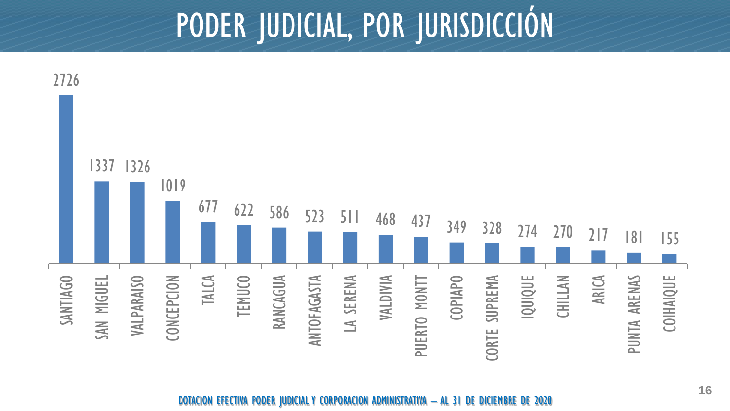# PODER JUDICIAL, POR JURISDICCIÓN

| Jurisdicción | Dotación |
| --- | --- |
| SANTIAGO | 2726 |
| SAN MIGUEL | 1337 |
| VALPARAISO | 1326 |
| CONCEPCION | 1019 |
| TALCA | 677 |
| TEMUCO | 622 |
| RANCAGUA | 586 |
| ANTOFAGASTA | 523 |
| LA SERENA | 511 |
| VALDIVIA | 468 |
| PUERTO MONTT | 437 |
| COPIAPO | 349 |
| CORTE SUPREMA | 328 |
| IQUIQUE | 274 |
| CHILLAN | 270 |
| ARICA | 217 |
| PUNTA ARENAS | 181 |
| COIHAIQUE | 155 |

DOTACION EFECTIVA PODER JUDICIAL Y CORPORACION ADMINISTRATIVA – AL 31 DE DICIEMBRE DE 2020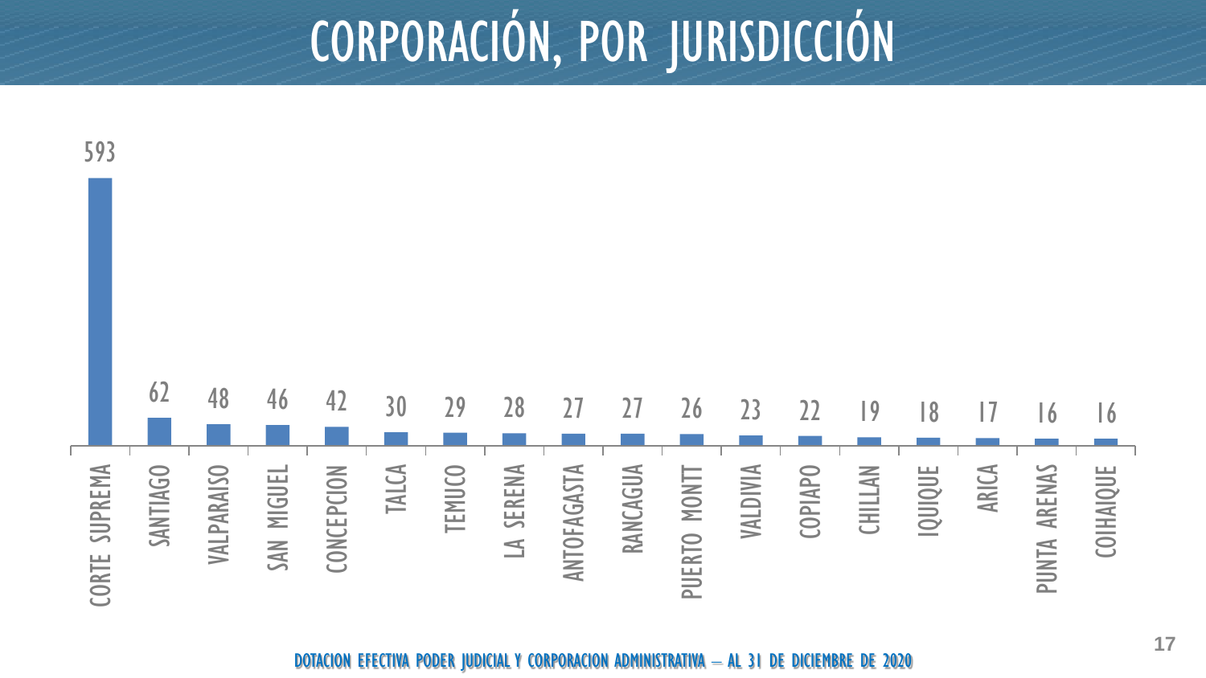# CORPORACIÓN, POR JURISDICCIÓN

| Jurisdicción | Dotación |
|---|---|
| CORTE SUPREMA | 593 |
| SANTIAGO | 62 |
| VALPARAISO | 48 |
| SAN MIGUEL | 46 |
| CONCEPCION | 42 |
| TALCA | 30 |
| TEMUCO | 29 |
| LA SERENA | 28 |
| ANTOFAGASTA | 27 |
| RANCAGUA | 27 |
| PUERTO MONTT | 26 |
| VALDIVIA | 23 |
| COPIAPO | 22 |
| CHILLAN | 19 |
| IQUIQUE | 18 |
| ARICA | 17 |
| PUNTA ARENAS | 16 |
| COIHAIQUE | 16 |

DOTACION EFECTIVA PODER JUDICIAL Y CORPORACION ADMINISTRATIVA – AL 31 DE DICIEMBRE DE 2020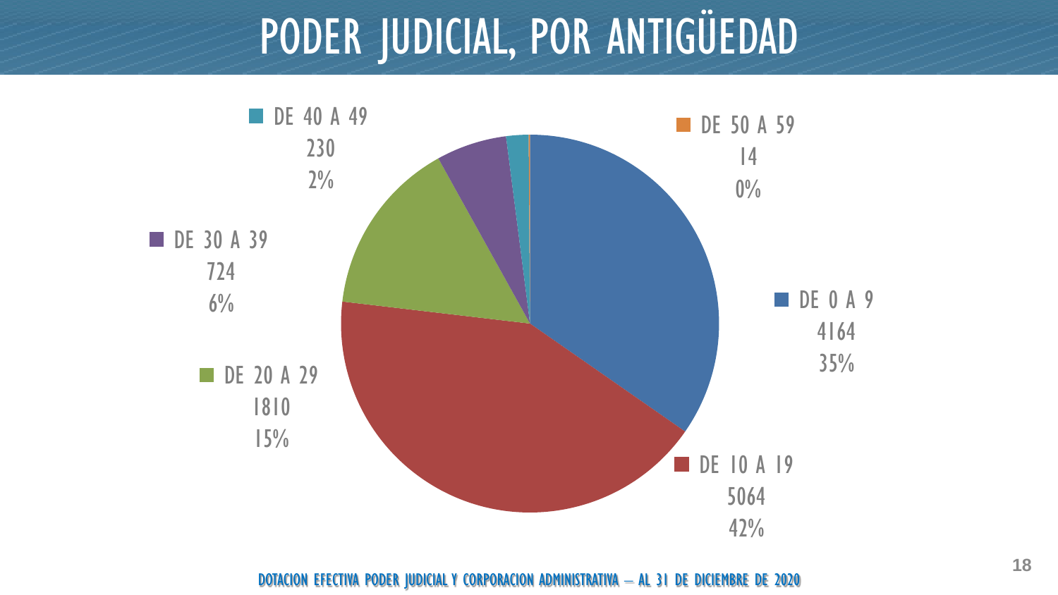# PODER JUDICIAL, POR ANTIGÜEDAD

| Antigüedad | Cantidad | Porcentaje |
|---|---|---|
| DE 0 A 9 | 4164 | 35% |
| DE 10 A 19 | 5064 | 42% |
| DE 20 A 29 | 1810 | 15% |
| DE 30 A 39 | 724 | 6% |
| DE 40 A 49 | 230 | 2% |
| DE 50 A 59 | 14 | 0% |

DOTACION EFECTIVA PODER JUDICIAL Y CORPORACION ADMINISTRATIVA – AL 31 DE DICIEMBRE DE 2020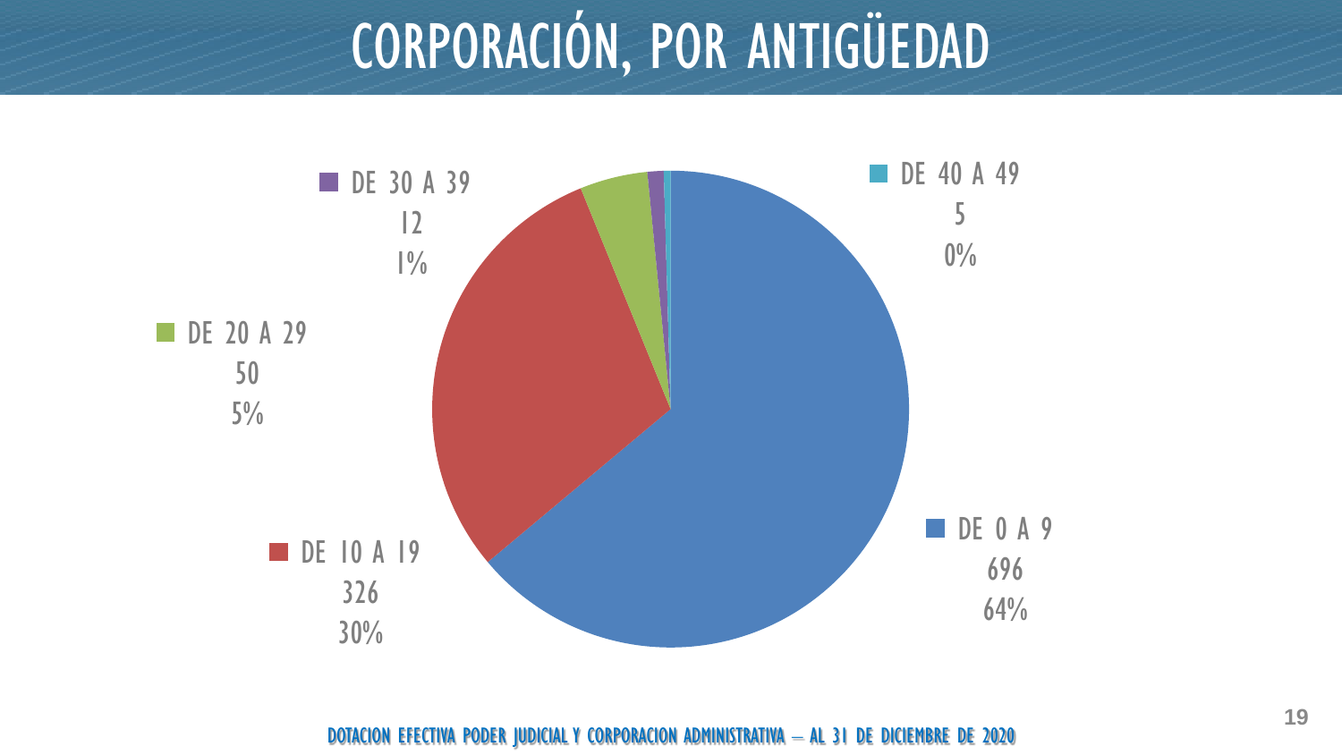# CORPORACIÓN, POR ANTIGÜEDAD

DE 30 A 39
12
1%

DE 40 A 49
5
0%

DE 20 A 29
50
5%

DE 10 A 19
326
30%

DE 0 A 9
696
64%

DOTACION EFECTIVA PODER JUDICIAL Y CORPORACION ADMINISTRATIVA – AL 31 DE DICIEMBRE DE 2020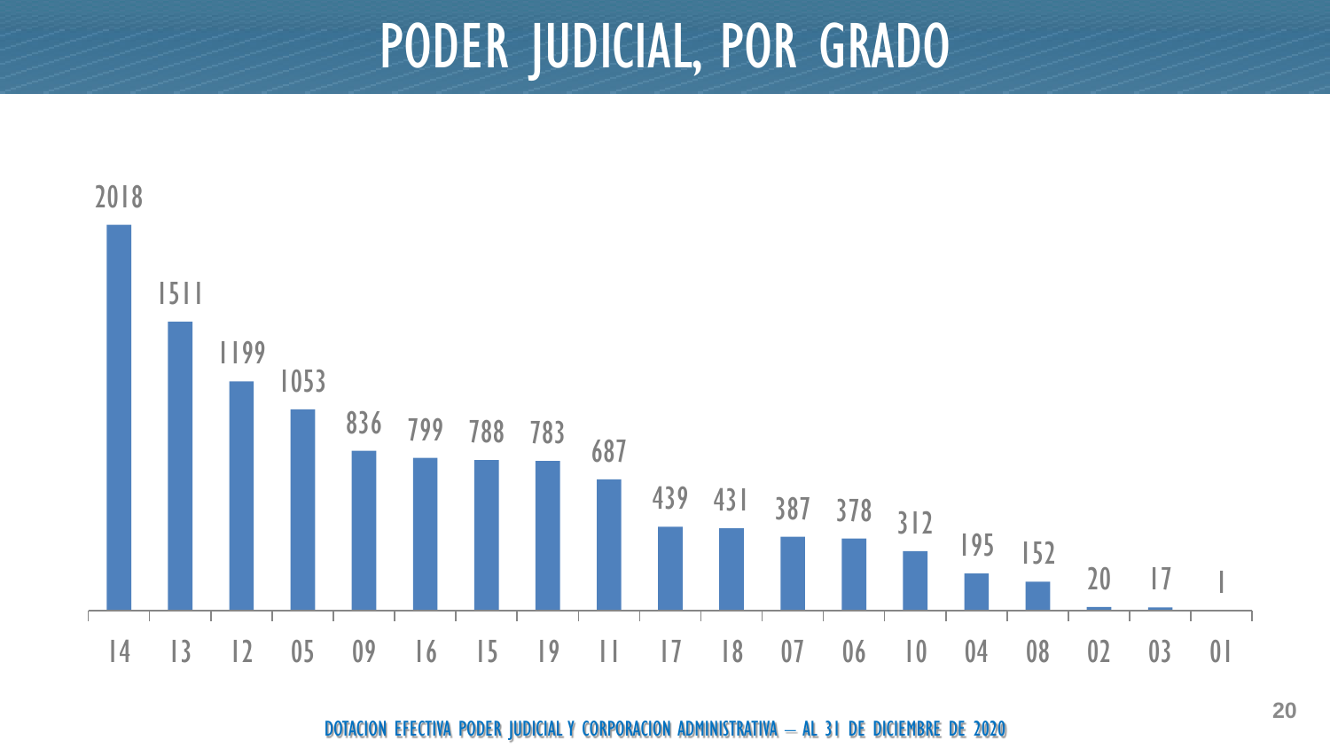# PODER JUDICIAL, POR GRADO

| Grado | Dotación |
|---|---|
| 14 | 2018 |
| 13 | 1511 |
| 12 | 1199 |
| 05 | 1053 |
| 09 | 836 |
| 16 | 799 |
| 15 | 788 |
| 19 | 783 |
| 11 | 687 |
| 17 | 439 |
| 18 | 431 |
| 07 | 387 |
| 06 | 378 |
| 10 | 312 |
| 04 | 195 |
| 08 | 152 |
| 02 | 20 |
| 03 | 17 |
| 01 | 1 |

DOTACION EFECTIVA PODER JUDICIAL Y CORPORACION ADMINISTRATIVA – AL 31 DE DICIEMBRE DE 2020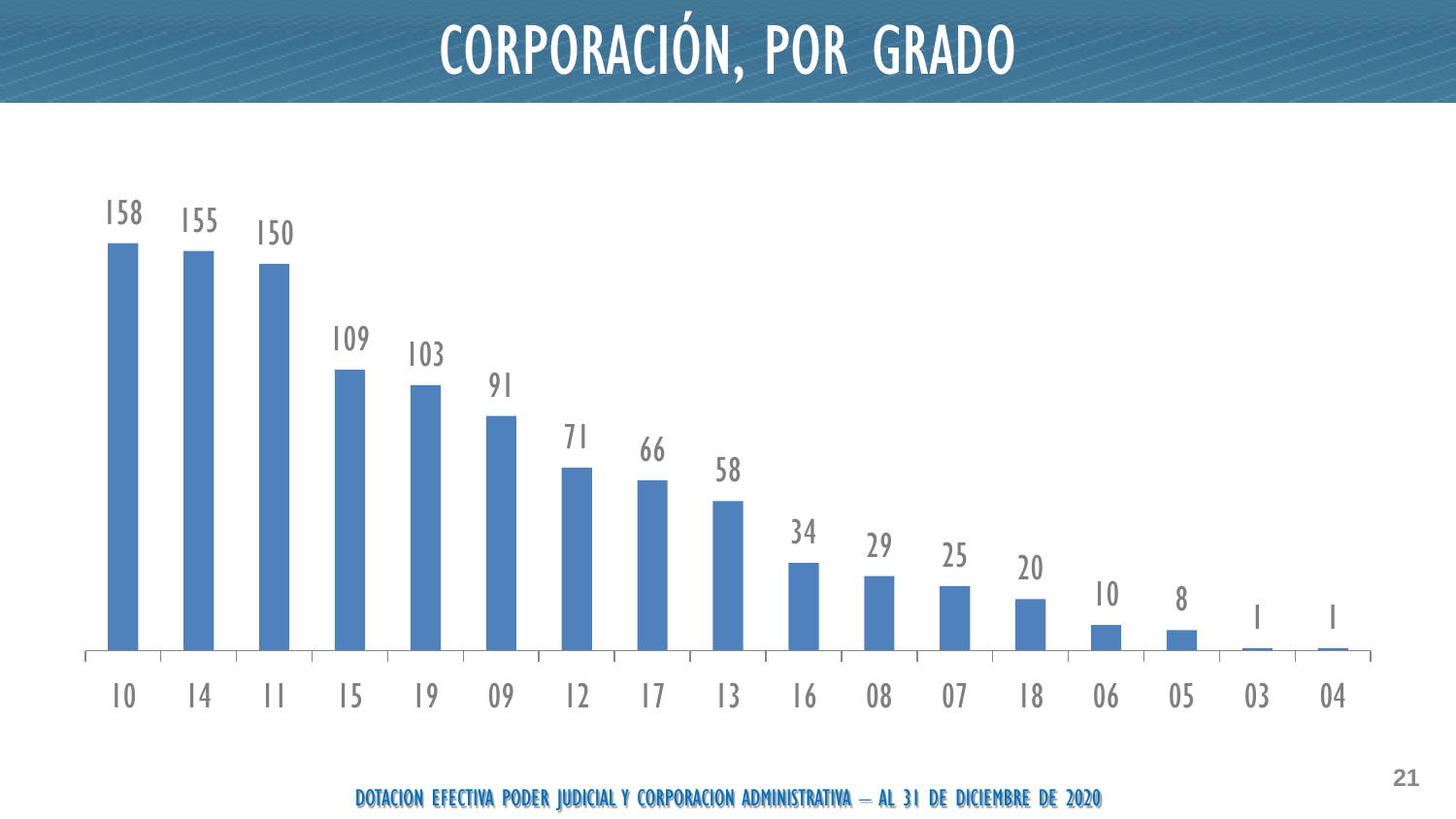# CORPORACIÓN, POR GRADO

158
155
150
109
103
91
71
66
58
34
29
25
20
10
8
1
1

10
14
11
15
19
09
12
17
13
16
08
07
18
06
05
03
04

DOTACION EFECTIVA PODER JUDICIAL Y CORPORACION ADMINISTRATIVA – AL 31 DE DICIEMBRE DE 2020